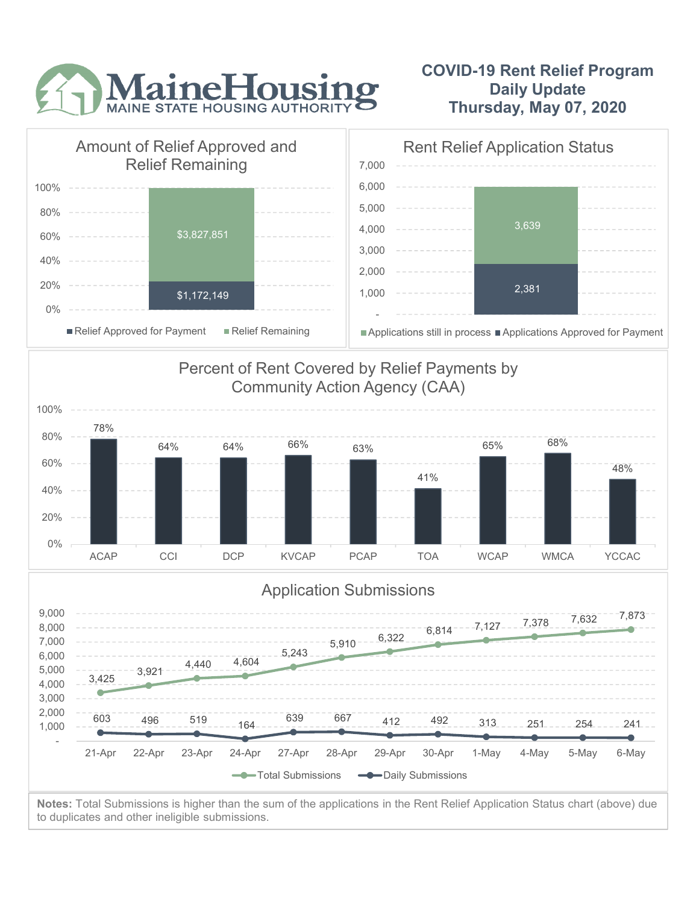MaineHousing
MAINE STATE HOUSING AUTHORITY

# COVID-19 Rent Relief Program Daily Update Thursday, May 07, 2020

## Amount of Relief Approved and Relief Remaining

100%
80%
60%
40%
20%
0%

$3,827,851
$1,172,149

Relief Approved for Payment
Relief Remaining

## Rent Relief Application Status

7,000
6,000
5,000
4,000
3,000
2,000
1,000
-

3,639
2,381

Applications still in process
Applications Approved for Payment

## Percent of Rent Covered by Relief Payments by Community Action Agency (CAA)

100%
80%
60%
40%
20%
0%

ACAP 78%
CCI 64%
DCP 64%
KVCAP 66%
PCAP 63%
TOA 41%
WCAP 65%
WMCA 68%
YCCAC 48%

## Application Submissions

9,000
8,000
7,000
6,000
5,000
4,000
3,000
2,000
1,000
-

21-Apr 22-Apr 23-Apr 24-Apr 27-Apr 28-Apr 29-Apr 30-Apr 1-May 4-May 5-May 6-May

Total Submissions: 3,425 3,921 4,440 4,604 5,243 5,910 6,322 6,814 7,127 7,378 7,632 7,873

Daily Submissions: 603 496 519 164 639 667 412 492 313 251 254 241

**Notes:** Total Submissions is higher than the sum of the applications in the Rent Relief Application Status chart (above) due to duplicates and other ineligible submissions.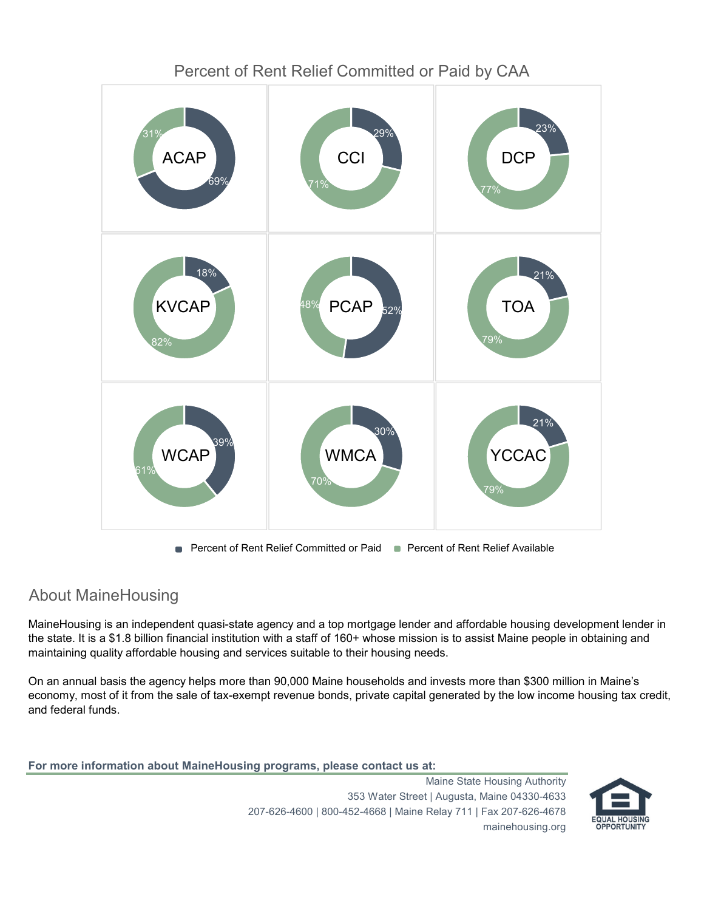## Percent of Rent Relief Committed or Paid by CAA

ACAP
31%
69%

CCI
29%
71%

DCP
23%
77%

KVCAP
18%
82%

PCAP
48%
52%

TOA
21%
79%

WCAP
39%
61%

WMCA
30%
70%

YCCAC
21%
79%

Percent of Rent Relief Committed or Paid
Percent of Rent Relief Available

## About MaineHousing

MaineHousing is an independent quasi-state agency and a top mortgage lender and affordable housing development lender in the state. It is a $1.8 billion financial institution with a staff of 160+ whose mission is to assist Maine people in obtaining and maintaining quality affordable housing and services suitable to their housing needs.

On an annual basis the agency helps more than 90,000 Maine households and invests more than $300 million in Maine's economy, most of it from the sale of tax-exempt revenue bonds, private capital generated by the low income housing tax credit, and federal funds.

**For more information about MaineHousing programs, please contact us at:**

Maine State Housing Authority
353 Water Street | Augusta, Maine 04330-4633
207-626-4600 | 800-452-4668 | Maine Relay 711 | Fax 207-626-4678
mainehousing.org

EQUAL HOUSING OPPORTUNITY